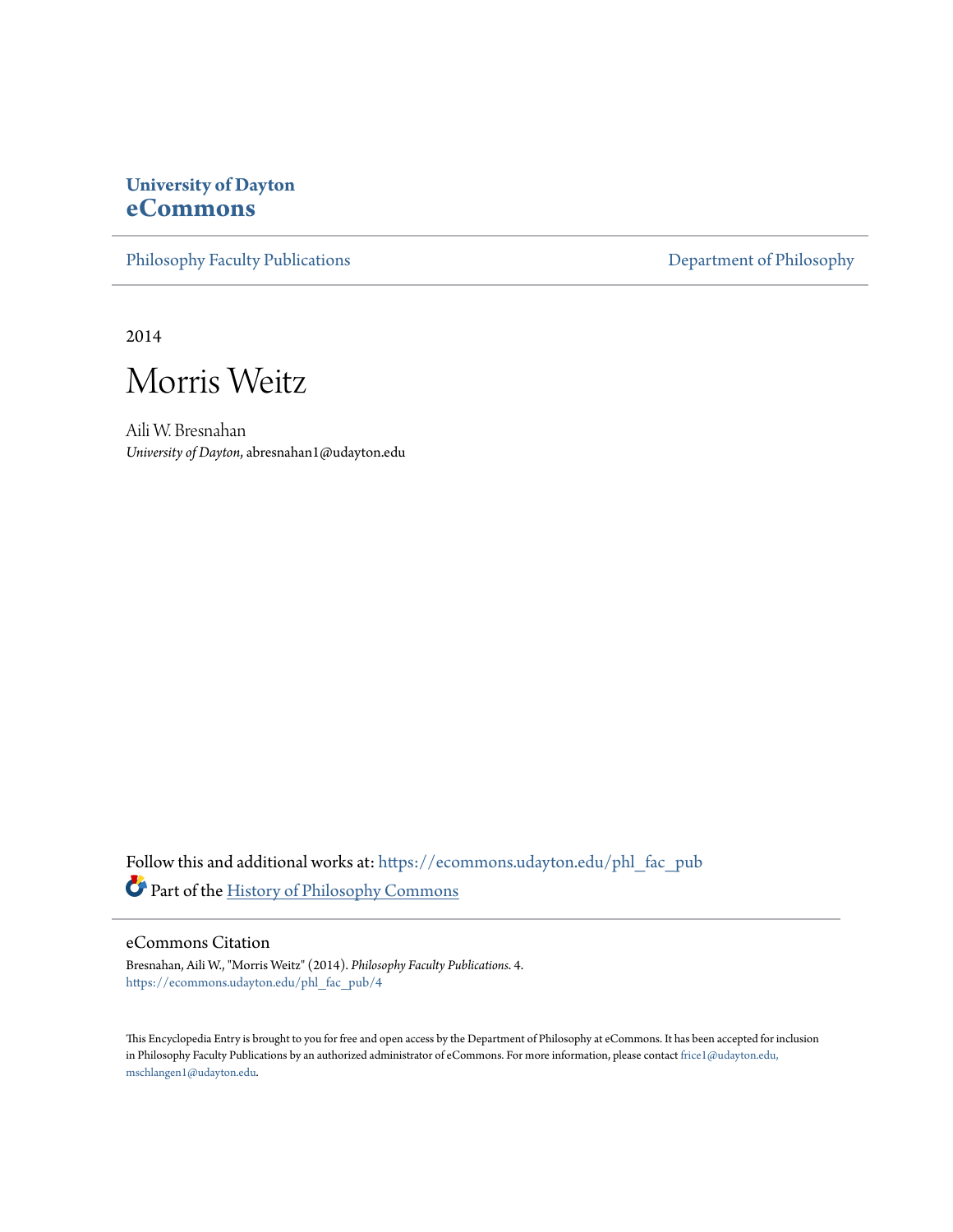**University of Dayton**
**eCommons**

Philosophy Faculty Publications | Department of Philosophy

2014

# Morris Weitz

Aili W. Bresnahan
*University of Dayton*, abresnahan1@udayton.edu

Follow this and additional works at: https://ecommons.udayton.edu/phl_fac_pub

Part of the History of Philosophy Commons

## eCommons Citation

Bresnahan, Aili W., "Morris Weitz" (2014). *Philosophy Faculty Publications*. 4.
https://ecommons.udayton.edu/phl_fac_pub/4

This Encyclopedia Entry is brought to you for free and open access by the Department of Philosophy at eCommons. It has been accepted for inclusion in Philosophy Faculty Publications by an authorized administrator of eCommons. For more information, please contact frice1@udayton.edu, mschlangen1@udayton.edu.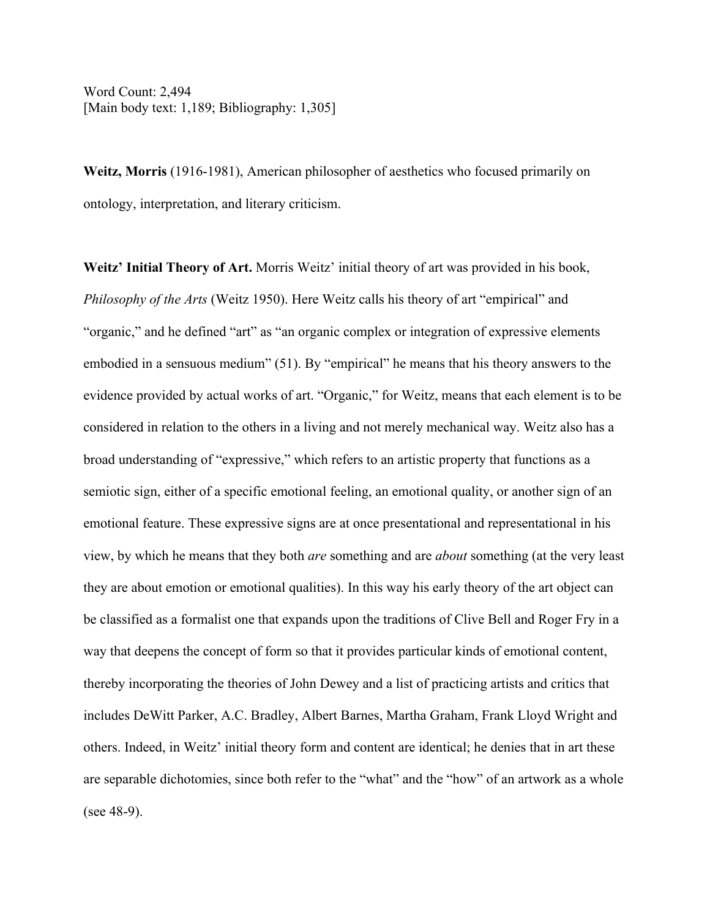Word Count: 2,494
[Main body text: 1,189; Bibliography: 1,305]

**Weitz, Morris** (1916-1981), American philosopher of aesthetics who focused primarily on ontology, interpretation, and literary criticism.

**Weitz' Initial Theory of Art.** Morris Weitz' initial theory of art was provided in his book, *Philosophy of the Arts* (Weitz 1950). Here Weitz calls his theory of art "empirical" and "organic," and he defined "art" as "an organic complex or integration of expressive elements embodied in a sensuous medium" (51). By "empirical" he means that his theory answers to the evidence provided by actual works of art. "Organic," for Weitz, means that each element is to be considered in relation to the others in a living and not merely mechanical way. Weitz also has a broad understanding of "expressive," which refers to an artistic property that functions as a semiotic sign, either of a specific emotional feeling, an emotional quality, or another sign of an emotional feature. These expressive signs are at once presentational and representational in his view, by which he means that they both *are* something and are *about* something (at the very least they are about emotion or emotional qualities). In this way his early theory of the art object can be classified as a formalist one that expands upon the traditions of Clive Bell and Roger Fry in a way that deepens the concept of form so that it provides particular kinds of emotional content, thereby incorporating the theories of John Dewey and a list of practicing artists and critics that includes DeWitt Parker, A.C. Bradley, Albert Barnes, Martha Graham, Frank Lloyd Wright and others. Indeed, in Weitz' initial theory form and content are identical; he denies that in art these are separable dichotomies, since both refer to the "what" and the "how" of an artwork as a whole (see 48-9).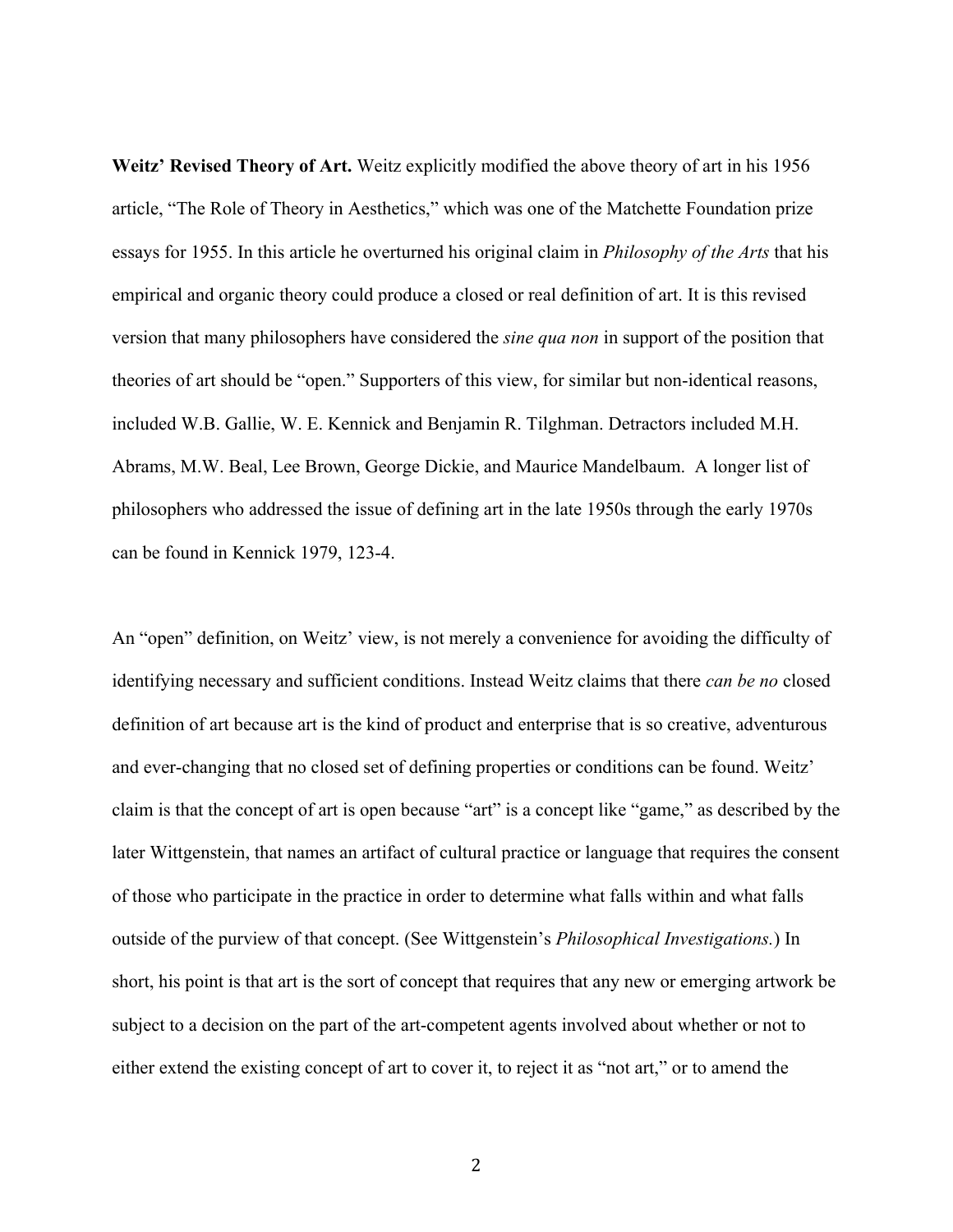**Weitz' Revised Theory of Art.** Weitz explicitly modified the above theory of art in his 1956 article, "The Role of Theory in Aesthetics," which was one of the Matchette Foundation prize essays for 1955. In this article he overturned his original claim in *Philosophy of the Arts* that his empirical and organic theory could produce a closed or real definition of art. It is this revised version that many philosophers have considered the *sine qua non* in support of the position that theories of art should be "open." Supporters of this view, for similar but non-identical reasons, included W.B. Gallie, W. E. Kennick and Benjamin R. Tilghman. Detractors included M.H. Abrams, M.W. Beal, Lee Brown, George Dickie, and Maurice Mandelbaum. A longer list of philosophers who addressed the issue of defining art in the late 1950s through the early 1970s can be found in Kennick 1979, 123-4.

An "open" definition, on Weitz' view, is not merely a convenience for avoiding the difficulty of identifying necessary and sufficient conditions. Instead Weitz claims that there *can be no* closed definition of art because art is the kind of product and enterprise that is so creative, adventurous and ever-changing that no closed set of defining properties or conditions can be found. Weitz' claim is that the concept of art is open because "art" is a concept like "game," as described by the later Wittgenstein, that names an artifact of cultural practice or language that requires the consent of those who participate in the practice in order to determine what falls within and what falls outside of the purview of that concept. (See Wittgenstein's *Philosophical Investigations.*) In short, his point is that art is the sort of concept that requires that any new or emerging artwork be subject to a decision on the part of the art-competent agents involved about whether or not to either extend the existing concept of art to cover it, to reject it as "not art," or to amend the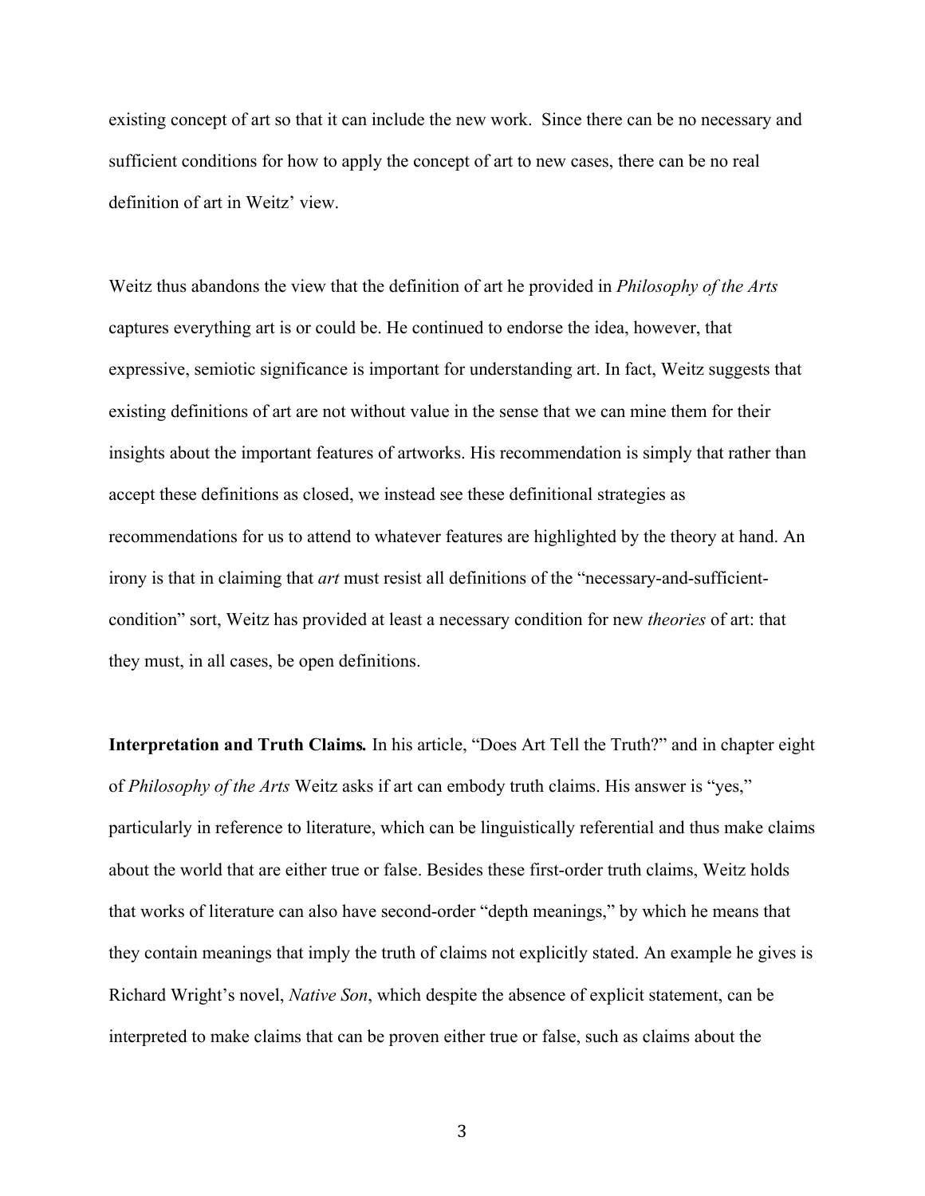existing concept of art so that it can include the new work. Since there can be no necessary and sufficient conditions for how to apply the concept of art to new cases, there can be no real definition of art in Weitz' view.

Weitz thus abandons the view that the definition of art he provided in *Philosophy of the Arts* captures everything art is or could be. He continued to endorse the idea, however, that expressive, semiotic significance is important for understanding art. In fact, Weitz suggests that existing definitions of art are not without value in the sense that we can mine them for their insights about the important features of artworks. His recommendation is simply that rather than accept these definitions as closed, we instead see these definitional strategies as recommendations for us to attend to whatever features are highlighted by the theory at hand. An irony is that in claiming that *art* must resist all definitions of the "necessary-and-sufficient-condition" sort, Weitz has provided at least a necessary condition for new *theories* of art: that they must, in all cases, be open definitions.

**Interpretation and Truth Claims.** In his article, "Does Art Tell the Truth?" and in chapter eight of *Philosophy of the Arts* Weitz asks if art can embody truth claims. His answer is "yes," particularly in reference to literature, which can be linguistically referential and thus make claims about the world that are either true or false. Besides these first-order truth claims, Weitz holds that works of literature can also have second-order "depth meanings," by which he means that they contain meanings that imply the truth of claims not explicitly stated. An example he gives is Richard Wright's novel, *Native Son*, which despite the absence of explicit statement, can be interpreted to make claims that can be proven either true or false, such as claims about the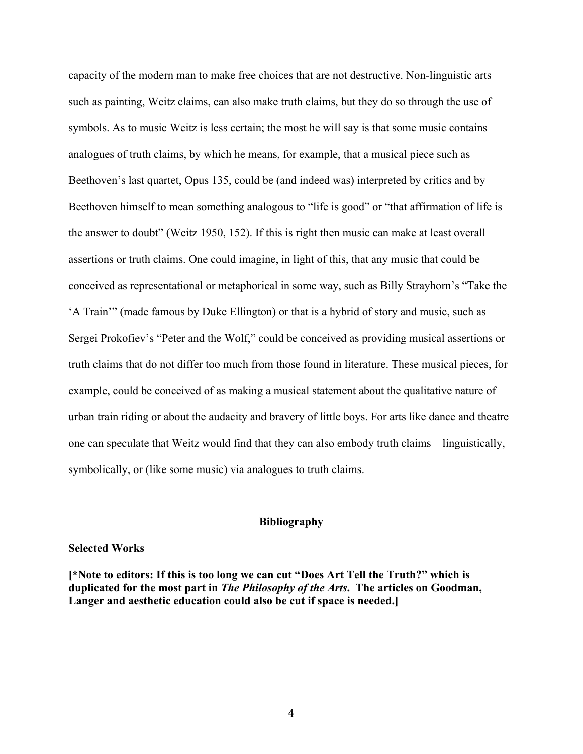capacity of the modern man to make free choices that are not destructive. Non-linguistic arts such as painting, Weitz claims, can also make truth claims, but they do so through the use of symbols. As to music Weitz is less certain; the most he will say is that some music contains analogues of truth claims, by which he means, for example, that a musical piece such as Beethoven's last quartet, Opus 135, could be (and indeed was) interpreted by critics and by Beethoven himself to mean something analogous to "life is good" or "that affirmation of life is the answer to doubt" (Weitz 1950, 152). If this is right then music can make at least overall assertions or truth claims. One could imagine, in light of this, that any music that could be conceived as representational or metaphorical in some way, such as Billy Strayhorn's "Take the 'A Train'" (made famous by Duke Ellington) or that is a hybrid of story and music, such as Sergei Prokofiev's "Peter and the Wolf," could be conceived as providing musical assertions or truth claims that do not differ too much from those found in literature. These musical pieces, for example, could be conceived of as making a musical statement about the qualitative nature of urban train riding or about the audacity and bravery of little boys. For arts like dance and theatre one can speculate that Weitz would find that they can also embody truth claims – linguistically, symbolically, or (like some music) via analogues to truth claims.

## Bibliography

### Selected Works

**[*Note to editors: If this is too long we can cut "Does Art Tell the Truth?" which is duplicated for the most part in *The Philosophy of the Arts*. The articles on Goodman, Langer and aesthetic education could also be cut if space is needed.]**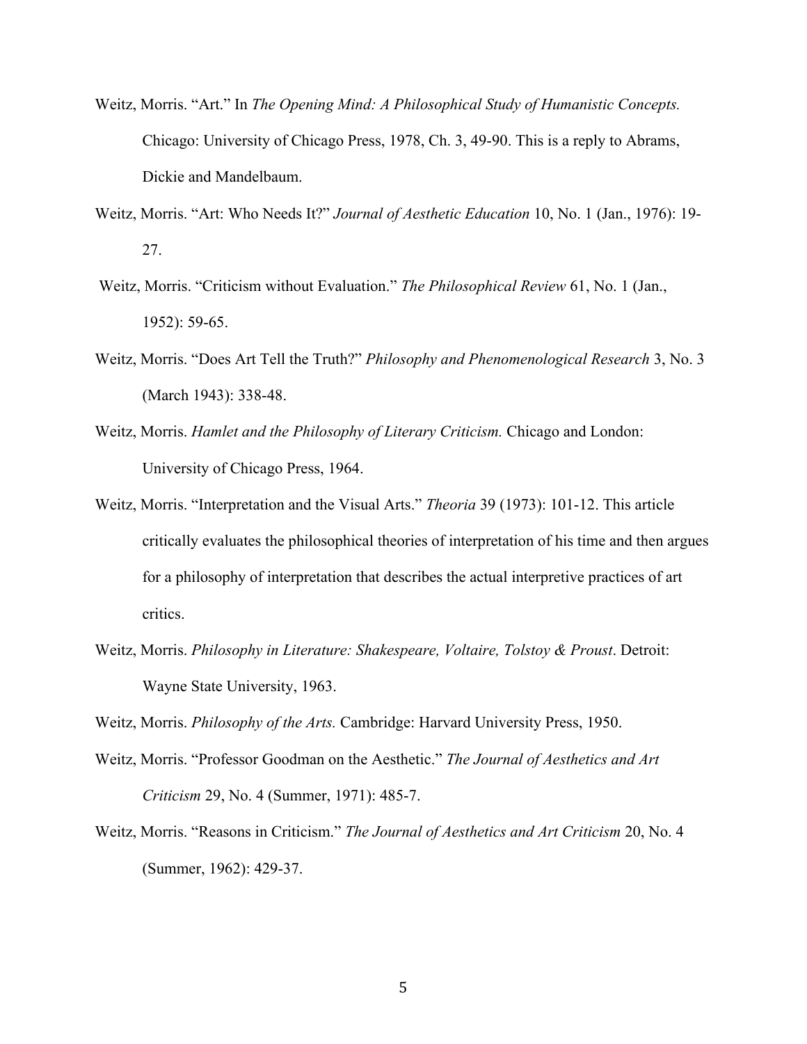Weitz, Morris. "Art." In *The Opening Mind: A Philosophical Study of Humanistic Concepts.* Chicago: University of Chicago Press, 1978, Ch. 3, 49-90. This is a reply to Abrams, Dickie and Mandelbaum.

Weitz, Morris. "Art: Who Needs It?" *Journal of Aesthetic Education* 10, No. 1 (Jan., 1976): 19-27.

Weitz, Morris. "Criticism without Evaluation." *The Philosophical Review* 61, No. 1 (Jan., 1952): 59-65.

Weitz, Morris. "Does Art Tell the Truth?" *Philosophy and Phenomenological Research* 3, No. 3 (March 1943): 338-48.

Weitz, Morris. *Hamlet and the Philosophy of Literary Criticism.* Chicago and London: University of Chicago Press, 1964.

Weitz, Morris. "Interpretation and the Visual Arts." *Theoria* 39 (1973): 101-12. This article critically evaluates the philosophical theories of interpretation of his time and then argues for a philosophy of interpretation that describes the actual interpretive practices of art critics.

Weitz, Morris. *Philosophy in Literature: Shakespeare, Voltaire, Tolstoy & Proust*. Detroit: Wayne State University, 1963.

Weitz, Morris. *Philosophy of the Arts.* Cambridge: Harvard University Press, 1950.

Weitz, Morris. "Professor Goodman on the Aesthetic." *The Journal of Aesthetics and Art Criticism* 29, No. 4 (Summer, 1971): 485-7.

Weitz, Morris. "Reasons in Criticism." *The Journal of Aesthetics and Art Criticism* 20, No. 4 (Summer, 1962): 429-37.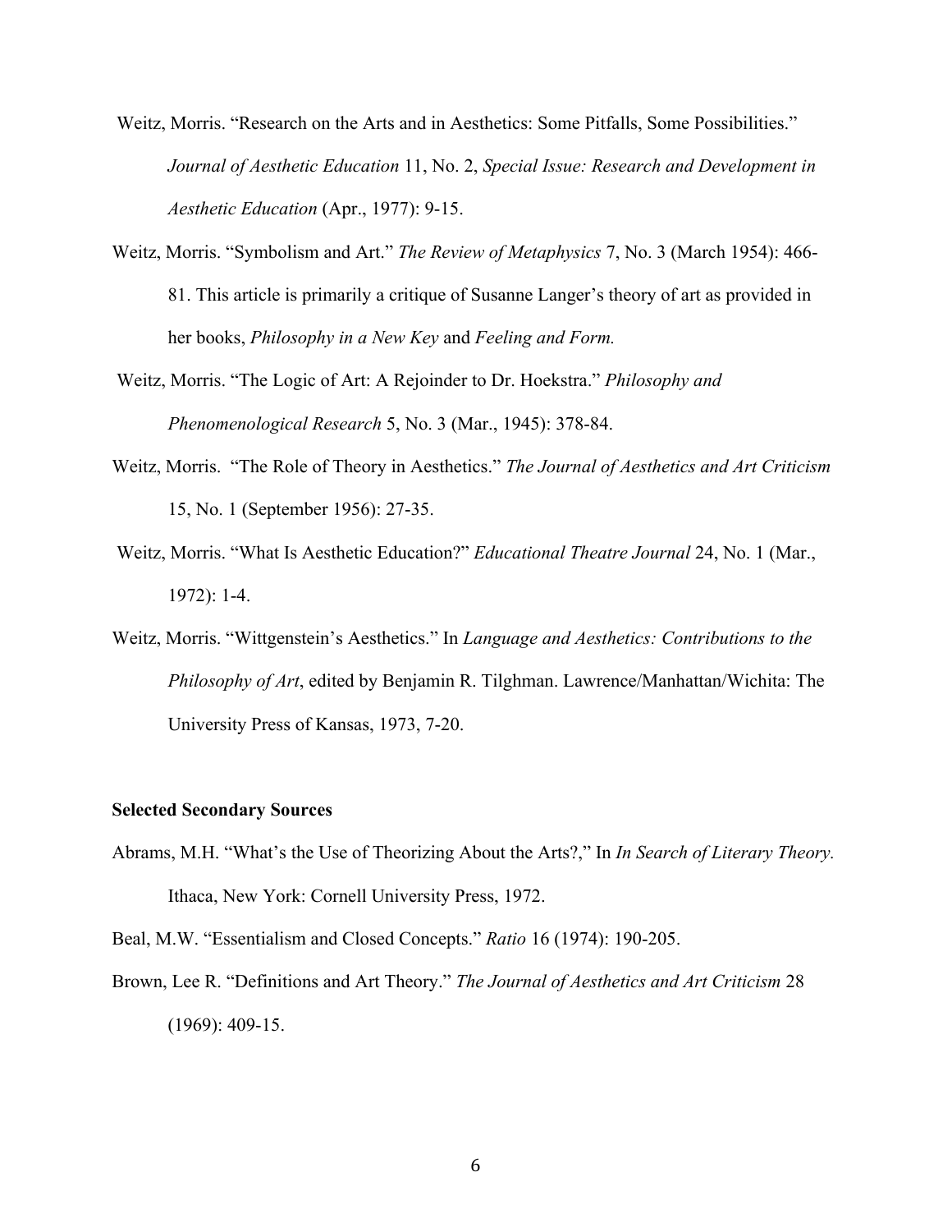Weitz, Morris. "Research on the Arts and in Aesthetics: Some Pitfalls, Some Possibilities." *Journal of Aesthetic Education* 11, No. 2, *Special Issue: Research and Development in Aesthetic Education* (Apr., 1977): 9-15.

Weitz, Morris. "Symbolism and Art." *The Review of Metaphysics* 7, No. 3 (March 1954): 466-81. This article is primarily a critique of Susanne Langer's theory of art as provided in her books, *Philosophy in a New Key* and *Feeling and Form.*

Weitz, Morris. "The Logic of Art: A Rejoinder to Dr. Hoekstra." *Philosophy and Phenomenological Research* 5, No. 3 (Mar., 1945): 378-84.

Weitz, Morris. "The Role of Theory in Aesthetics." *The Journal of Aesthetics and Art Criticism* 15, No. 1 (September 1956): 27-35.

Weitz, Morris. "What Is Aesthetic Education?" *Educational Theatre Journal* 24, No. 1 (Mar., 1972): 1-4.

Weitz, Morris. "Wittgenstein's Aesthetics." In *Language and Aesthetics: Contributions to the Philosophy of Art*, edited by Benjamin R. Tilghman. Lawrence/Manhattan/Wichita: The University Press of Kansas, 1973, 7-20.

**Selected Secondary Sources**

Abrams, M.H. "What's the Use of Theorizing About the Arts?," In *In Search of Literary Theory.* Ithaca, New York: Cornell University Press, 1972.

Beal, M.W. "Essentialism and Closed Concepts." *Ratio* 16 (1974): 190-205.

Brown, Lee R. "Definitions and Art Theory." *The Journal of Aesthetics and Art Criticism* 28 (1969): 409-15.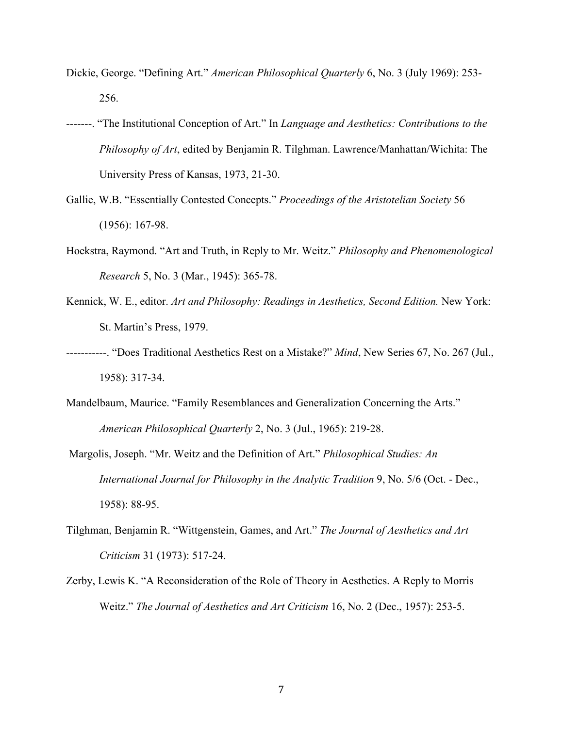Dickie, George. “Defining Art.” *American Philosophical Quarterly* 6, No. 3 (July 1969): 253-256.

-------. “The Institutional Conception of Art.” In *Language and Aesthetics: Contributions to the Philosophy of Art*, edited by Benjamin R. Tilghman. Lawrence/Manhattan/Wichita: The University Press of Kansas, 1973, 21-30.

Gallie, W.B. “Essentially Contested Concepts.” *Proceedings of the Aristotelian Society* 56 (1956): 167-98.

Hoekstra, Raymond. “Art and Truth, in Reply to Mr. Weitz.” *Philosophy and Phenomenological Research* 5, No. 3 (Mar., 1945): 365-78.

Kennick, W. E., editor. *Art and Philosophy: Readings in Aesthetics, Second Edition.* New York: St. Martin’s Press, 1979.

-----------. “Does Traditional Aesthetics Rest on a Mistake?” *Mind*, New Series 67, No. 267 (Jul., 1958): 317-34.

Mandelbaum, Maurice. “Family Resemblances and Generalization Concerning the Arts.” *American Philosophical Quarterly* 2, No. 3 (Jul., 1965): 219-28.

Margolis, Joseph. “Mr. Weitz and the Definition of Art.” *Philosophical Studies: An International Journal for Philosophy in the Analytic Tradition* 9, No. 5/6 (Oct. - Dec., 1958): 88-95.

Tilghman, Benjamin R. “Wittgenstein, Games, and Art.” *The Journal of Aesthetics and Art Criticism* 31 (1973): 517-24.

Zerby, Lewis K. “A Reconsideration of the Role of Theory in Aesthetics. A Reply to Morris Weitz.” *The Journal of Aesthetics and Art Criticism* 16, No. 2 (Dec., 1957): 253-5.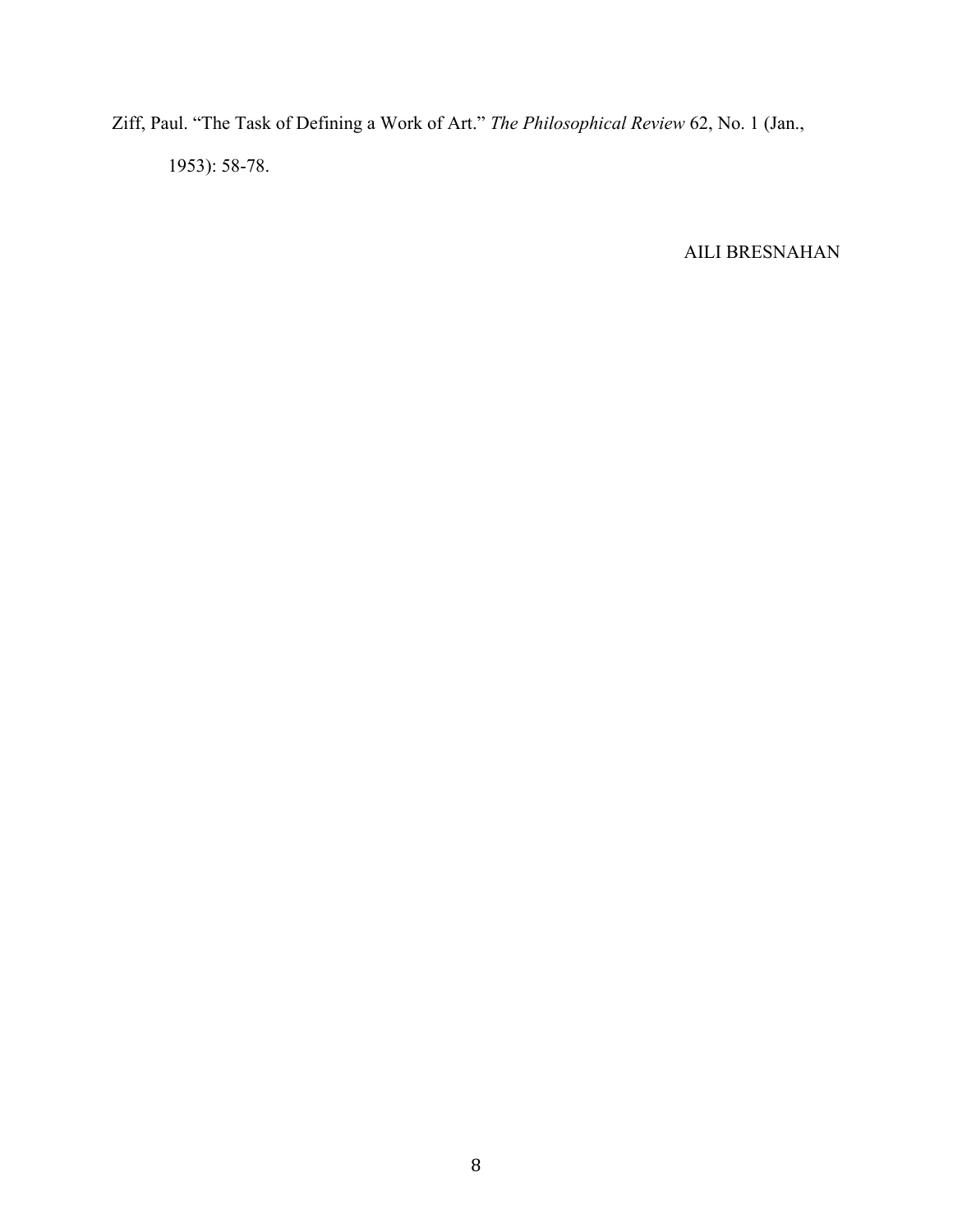Ziff, Paul. "The Task of Defining a Work of Art." *The Philosophical Review* 62, No. 1 (Jan., 1953): 58-78.

AILI BRESNAHAN